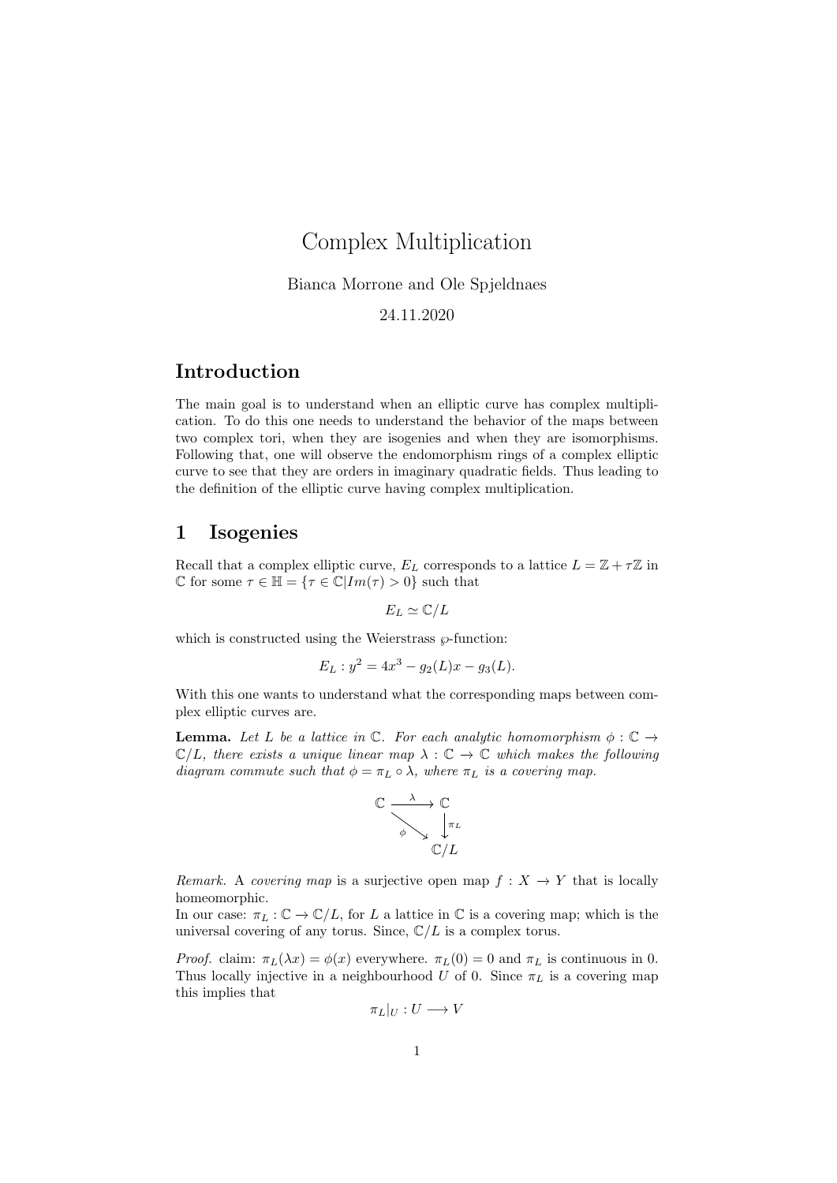# Complex Multiplication

Bianca Morrone and Ole Spjeldnaes

24.11.2020

## Introduction

The main goal is to understand when an elliptic curve has complex multiplication. To do this one needs to understand the behavior of the maps between two complex tori, when they are isogenies and when they are isomorphisms. Following that, one will observe the endomorphism rings of a complex elliptic curve to see that they are orders in imaginary quadratic fields. Thus leading to the definition of the elliptic curve having complex multiplication.

## 1 Isogenies

Recall that a complex elliptic curve, $E_L$ corresponds to a lattice $L = \mathbb{Z} + \tau\mathbb{Z}$ in $\mathbb{C}$ for some $\tau \in \mathbb{H} = \{\tau \in \mathbb{C} | Im(\tau) > 0\}$ such that

$$E_L \simeq \mathbb{C}/L$$

which is constructed using the Weierstrass $\wp$-function:

$$E_L : y^2 = 4x^3 - g_2(L)x - g_3(L).$$

With this one wants to understand what the corresponding maps between complex elliptic curves are.

**Lemma.** *Let $L$ be a lattice in $\mathbb{C}$. For each analytic homomorphism $\phi : \mathbb{C} \to \mathbb{C}/L$, there exists a unique linear map $\lambda : \mathbb{C} \to \mathbb{C}$ which makes the following diagram commute such that $\phi = \pi_L \circ \lambda$, where $\pi_L$ is a covering map.*

$$\begin{array}{ccc} \mathbb{C} & \xrightarrow{\lambda} & \mathbb{C} \\ & \underset{\phi}{\searrow} & \downarrow{\scriptstyle \pi_L} \\ & & \mathbb{C}/L \end{array}$$

*Remark.* A *covering map* is a surjective open map $f : X \to Y$ that is locally homeomorphic.
In our case: $\pi_L : \mathbb{C} \to \mathbb{C}/L$, for $L$ a lattice in $\mathbb{C}$ is a covering map; which is the universal covering of any torus. Since, $\mathbb{C}/L$ is a complex torus.

*Proof.* claim: $\pi_L(\lambda x) = \phi(x)$ everywhere. $\pi_L(0) = 0$ and $\pi_L$ is continuous in 0. Thus locally injective in a neighbourhood $U$ of 0. Since $\pi_L$ is a covering map this implies that

$$\pi_L|_U : U \longrightarrow V$$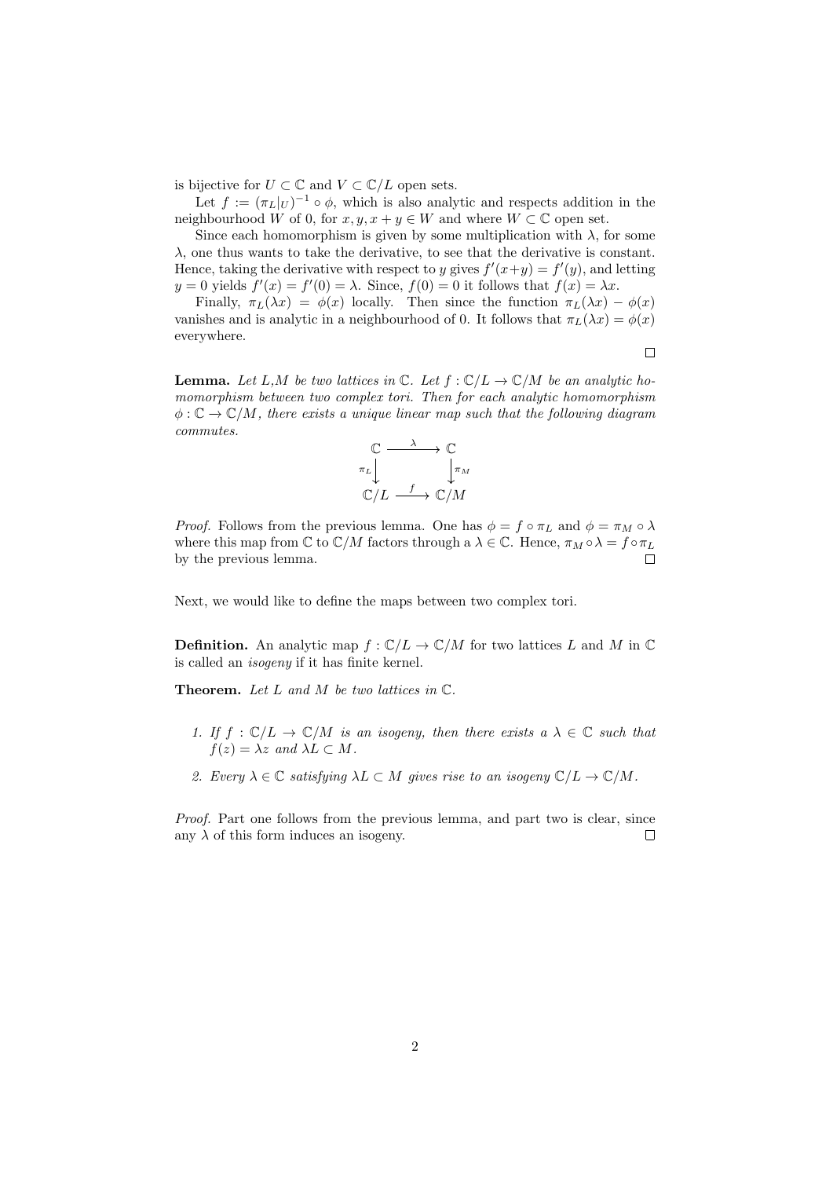is bijective for $U \subset \mathbb{C}$ and $V \subset \mathbb{C}/L$ open sets.

Let $f := (\pi_L|_U)^{-1} \circ \phi$, which is also analytic and respects addition in the neighbourhood $W$ of 0, for $x, y, x+y \in W$ and where $W \subset \mathbb{C}$ open set.

Since each homomorphism is given by some multiplication with $\lambda$, for some $\lambda$, one thus wants to take the derivative, to see that the derivative is constant. Hence, taking the derivative with respect to $y$ gives $f'(x+y) = f'(y)$, and letting $y = 0$ yields $f'(x) = f'(0) = \lambda$. Since, $f(0) = 0$ it follows that $f(x) = \lambda x$.

Finally, $\pi_L(\lambda x) = \phi(x)$ locally. Then since the function $\pi_L(\lambda x) - \phi(x)$ vanishes and is analytic in a neighbourhood of 0. It follows that $\pi_L(\lambda x) = \phi(x)$ everywhere.

□

**Lemma.** *Let $L$,$M$ be two lattices in $\mathbb{C}$. Let $f : \mathbb{C}/L \to \mathbb{C}/M$ be an analytic homomorphism between two complex tori. Then for each analytic homomorphism $\phi : \mathbb{C} \to \mathbb{C}/M$, there exists a unique linear map such that the following diagram commutes.*

$$\begin{array}{ccc} \mathbb{C} & \xrightarrow{\lambda} & \mathbb{C} \\ \downarrow{\pi_L} & & \downarrow{\pi_M} \\ \mathbb{C}/L & \xrightarrow{f} & \mathbb{C}/M \end{array}$$

*Proof.* Follows from the previous lemma. One has $\phi = f \circ \pi_L$ and $\phi = \pi_M \circ \lambda$ where this map from $\mathbb{C}$ to $\mathbb{C}/M$ factors through a $\lambda \in \mathbb{C}$. Hence, $\pi_M \circ \lambda = f \circ \pi_L$ by the previous lemma. □

Next, we would like to define the maps between two complex tori.

**Definition.** An analytic map $f : \mathbb{C}/L \to \mathbb{C}/M$ for two lattices $L$ and $M$ in $\mathbb{C}$ is called an *isogeny* if it has finite kernel.

**Theorem.** *Let $L$ and $M$ be two lattices in $\mathbb{C}$.*

1. *If $f : \mathbb{C}/L \to \mathbb{C}/M$ is an isogeny, then there exists a $\lambda \in \mathbb{C}$ such that $f(z) = \lambda z$ and $\lambda L \subset M$.*
2. *Every $\lambda \in \mathbb{C}$ satisfying $\lambda L \subset M$ gives rise to an isogeny $\mathbb{C}/L \to \mathbb{C}/M$.*

*Proof.* Part one follows from the previous lemma, and part two is clear, since any $\lambda$ of this form induces an isogeny. □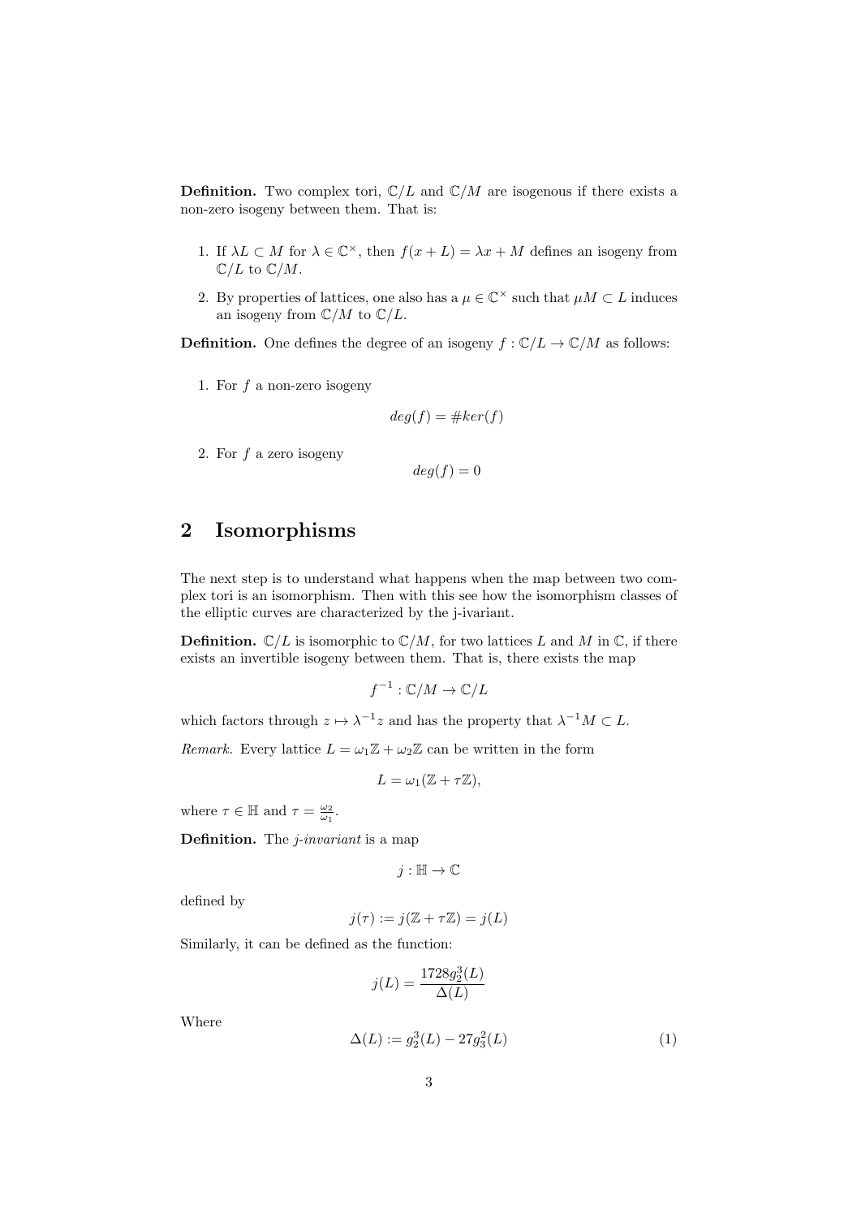**Definition.** Two complex tori, $\mathbb{C}/L$ and $\mathbb{C}/M$ are isogenous if there exists a non-zero isogeny between them. That is:

1. If $\lambda L \subset M$ for $\lambda \in \mathbb{C}^\times$, then $f(x + L) = \lambda x + M$ defines an isogeny from $\mathbb{C}/L$ to $\mathbb{C}/M$.
2. By properties of lattices, one also has a $\mu \in \mathbb{C}^\times$ such that $\mu M \subset L$ induces an isogeny from $\mathbb{C}/M$ to $\mathbb{C}/L$.

**Definition.** One defines the degree of an isogeny $f : \mathbb{C}/L \to \mathbb{C}/M$ as follows:

1. For $f$ a non-zero isogeny
$$deg(f) = \#ker(f)$$
2. For $f$ a zero isogeny
$$deg(f) = 0$$

## 2 Isomorphisms

The next step is to understand what happens when the map between two complex tori is an isomorphism. Then with this see how the isomorphism classes of the elliptic curves are characterized by the j-ivariant.

**Definition.** $\mathbb{C}/L$ is isomorphic to $\mathbb{C}/M$, for two lattices $L$ and $M$ in $\mathbb{C}$, if there exists an invertible isogeny between them. That is, there exists the map

$$f^{-1} : \mathbb{C}/M \to \mathbb{C}/L$$

which factors through $z \mapsto \lambda^{-1} z$ and has the property that $\lambda^{-1} M \subset L$.

*Remark.* Every lattice $L = \omega_1\mathbb{Z} + \omega_2\mathbb{Z}$ can be written in the form

$$L = \omega_1(\mathbb{Z} + \tau\mathbb{Z}),$$

where $\tau \in \mathbb{H}$ and $\tau = \frac{\omega_2}{\omega_1}$.

**Definition.** The *j-invariant* is a map

$$j : \mathbb{H} \to \mathbb{C}$$

defined by

$$j(\tau) := j(\mathbb{Z} + \tau\mathbb{Z}) = j(L)$$

Similarly, it can be defined as the function:

$$j(L) = \frac{1728 g_2^3(L)}{\Delta(L)}$$

Where

$$\Delta(L) := g_2^3(L) - 27 g_3^2(L) \tag{1}$$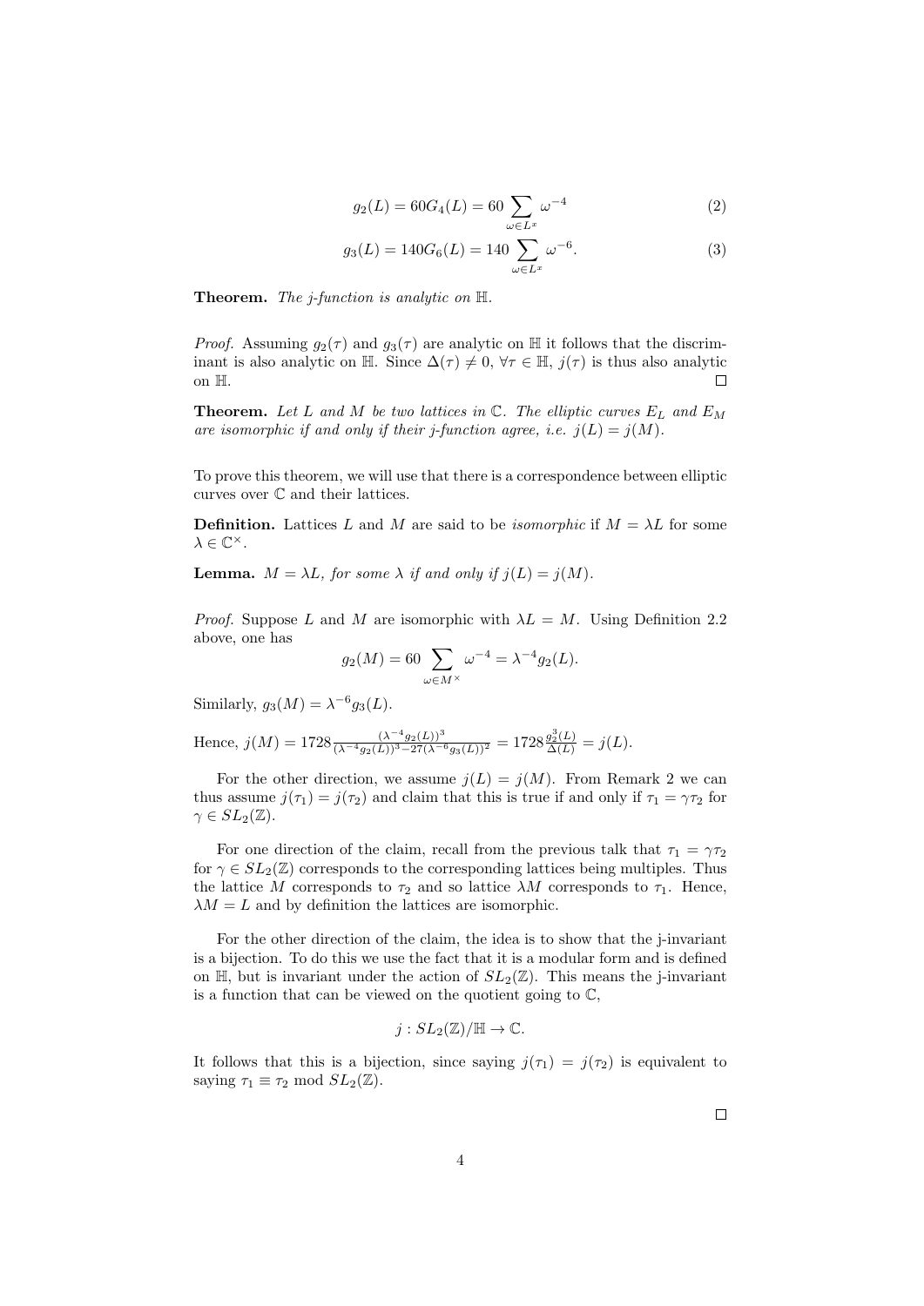$$g_2(L) = 60G_4(L) = 60 \sum_{\omega \in L^x} \omega^{-4} \tag{2}$$

$$g_3(L) = 140G_6(L) = 140 \sum_{\omega \in L^x} \omega^{-6}. \tag{3}$$

**Theorem.** *The j-function is analytic on $\mathbb{H}$.*

*Proof.* Assuming $g_2(\tau)$ and $g_3(\tau)$ are analytic on $\mathbb{H}$ it follows that the discriminant is also analytic on $\mathbb{H}$. Since $\Delta(\tau) \neq 0$, $\forall \tau \in \mathbb{H}$, $j(\tau)$ is thus also analytic on $\mathbb{H}$. $\square$

**Theorem.** *Let $L$ and $M$ be two lattices in $\mathbb{C}$. The elliptic curves $E_L$ and $E_M$ are isomorphic if and only if their j-function agree, i.e. $j(L) = j(M)$.*

To prove this theorem, we will use that there is a correspondence between elliptic curves over $\mathbb{C}$ and their lattices.

**Definition.** Lattices $L$ and $M$ are said to be *isomorphic* if $M = \lambda L$ for some $\lambda \in \mathbb{C}^\times$.

**Lemma.** *$M = \lambda L$, for some $\lambda$ if and only if $j(L) = j(M)$.*

*Proof.* Suppose $L$ and $M$ are isomorphic with $\lambda L = M$. Using Definition 2.2 above, one has

$$g_2(M) = 60 \sum_{\omega \in M^\times} \omega^{-4} = \lambda^{-4} g_2(L).$$

Similarly, $g_3(M) = \lambda^{-6} g_3(L)$.

Hence, $j(M) = 1728 \frac{(\lambda^{-4} g_2(L))^3}{(\lambda^{-4} g_2(L))^3 - 27(\lambda^{-6} g_3(L))^2} = 1728 \frac{g_2^3(L)}{\Delta(L)} = j(L)$.

For the other direction, we assume $j(L) = j(M)$. From Remark 2 we can thus assume $j(\tau_1) = j(\tau_2)$ and claim that this is true if and only if $\tau_1 = \gamma \tau_2$ for $\gamma \in SL_2(\mathbb{Z})$.

For one direction of the claim, recall from the previous talk that $\tau_1 = \gamma \tau_2$ for $\gamma \in SL_2(\mathbb{Z})$ corresponds to the corresponding lattices being multiples. Thus the lattice $M$ corresponds to $\tau_2$ and so lattice $\lambda M$ corresponds to $\tau_1$. Hence, $\lambda M = L$ and by definition the lattices are isomorphic.

For the other direction of the claim, the idea is to show that the j-invariant is a bijection. To do this we use the fact that it is a modular form and is defined on $\mathbb{H}$, but is invariant under the action of $SL_2(\mathbb{Z})$. This means the j-invariant is a function that can be viewed on the quotient going to $\mathbb{C}$,

$$j : SL_2(\mathbb{Z})/\mathbb{H} \to \mathbb{C}.$$

It follows that this is a bijection, since saying $j(\tau_1) = j(\tau_2)$ is equivalent to saying $\tau_1 \equiv \tau_2 \bmod SL_2(\mathbb{Z})$.

$\square$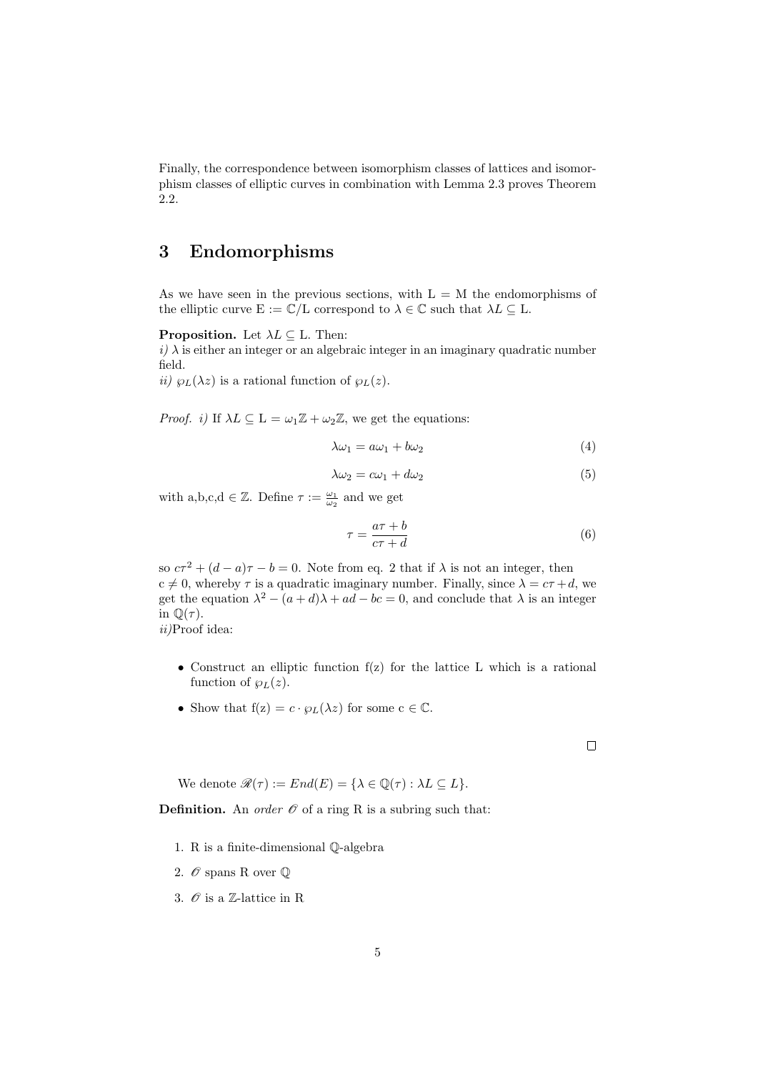Finally, the correspondence between isomorphism classes of lattices and isomorphism classes of elliptic curves in combination with Lemma 2.3 proves Theorem 2.2.

## 3 Endomorphisms

As we have seen in the previous sections, with L = M the endomorphisms of the elliptic curve E := $\mathbb{C}$/L correspond to $\lambda \in \mathbb{C}$ such that $\lambda L \subseteq$ L.

**Proposition.** Let $\lambda L \subseteq$ L. Then:
*i)* $\lambda$ is either an integer or an algebraic integer in an imaginary quadratic number field.
*ii)* $\wp_L(\lambda z)$ is a rational function of $\wp_L(z)$.

*Proof. i)* If $\lambda L \subseteq \mathrm{L} = \omega_1\mathbb{Z} + \omega_2\mathbb{Z}$, we get the equations:

$$\lambda\omega_1 = a\omega_1 + b\omega_2 \tag{4}$$

$$\lambda\omega_2 = c\omega_1 + d\omega_2 \tag{5}$$

with a,b,c,d $\in \mathbb{Z}$. Define $\tau := \frac{\omega_1}{\omega_2}$ and we get

$$\tau = \frac{a\tau + b}{c\tau + d} \tag{6}$$

so $c\tau^2 + (d-a)\tau - b = 0$. Note from eq. 2 that if $\lambda$ is not an integer, then c $\neq 0$, whereby $\tau$ is a quadratic imaginary number. Finally, since $\lambda = c\tau + d$, we get the equation $\lambda^2 - (a+d)\lambda + ad - bc = 0$, and conclude that $\lambda$ is an integer in $\mathbb{Q}(\tau)$.
*ii)*Proof idea:

- Construct an elliptic function f(z) for the lattice L which is a rational function of $\wp_L(z)$.
- Show that f(z) = $c \cdot \wp_L(\lambda z)$ for some c $\in \mathbb{C}$.

□

We denote $\mathscr{R}(\tau) := End(E) = \{\lambda \in \mathbb{Q}(\tau) : \lambda L \subseteq L\}$.

**Definition.** An *order* $\mathscr{O}$ of a ring R is a subring such that:

1. R is a finite-dimensional $\mathbb{Q}$-algebra
2. $\mathscr{O}$ spans R over $\mathbb{Q}$
3. $\mathscr{O}$ is a $\mathbb{Z}$-lattice in R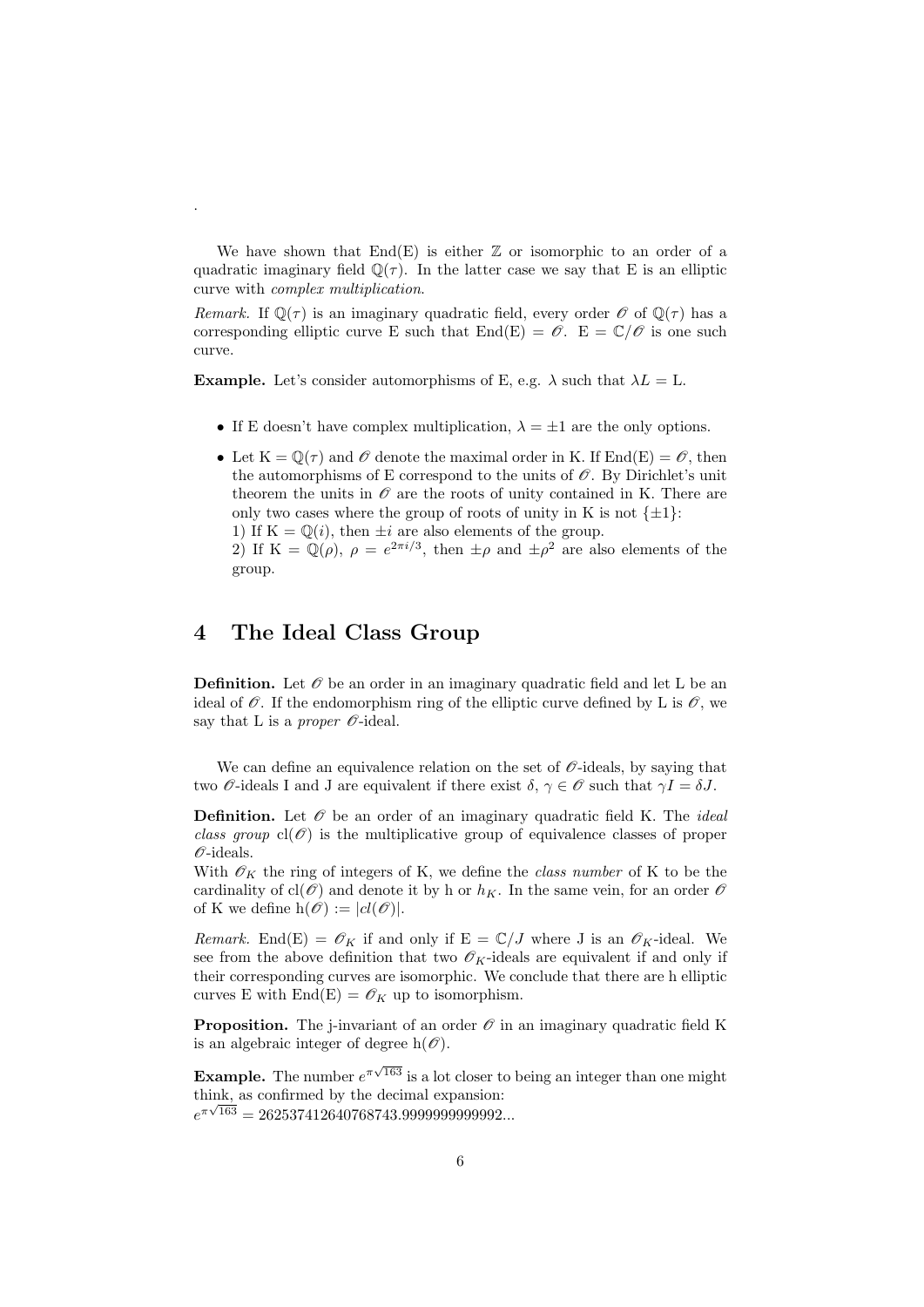.

We have shown that End(E) is either $\mathbb{Z}$ or isomorphic to an order of a quadratic imaginary field $\mathbb{Q}(\tau)$. In the latter case we say that E is an elliptic curve with *complex multiplication*.

*Remark.* If $\mathbb{Q}(\tau)$ is an imaginary quadratic field, every order $\mathscr{O}$ of $\mathbb{Q}(\tau)$ has a corresponding elliptic curve E such that $\mathrm{End(E)} = \mathscr{O}$. $\mathrm{E} = \mathbb{C}/\mathscr{O}$ is one such curve.

**Example.** Let's consider automorphisms of E, e.g. $\lambda$ such that $\lambda L = \mathrm{L}$.

- If E doesn't have complex multiplication, $\lambda = \pm 1$ are the only options.
- Let $\mathrm{K} = \mathbb{Q}(\tau)$ and $\mathscr{O}$ denote the maximal order in K. If $\mathrm{End(E)} = \mathscr{O}$, then the automorphisms of E correspond to the units of $\mathscr{O}$. By Dirichlet's unit theorem the units in $\mathscr{O}$ are the roots of unity contained in K. There are only two cases where the group of roots of unity in K is not $\{\pm 1\}$:
  1) If $\mathrm{K} = \mathbb{Q}(i)$, then $\pm i$ are also elements of the group.
  2) If $\mathrm{K} = \mathbb{Q}(\rho)$, $\rho = e^{2\pi i/3}$, then $\pm\rho$ and $\pm\rho^2$ are also elements of the group.

## 4 The Ideal Class Group

**Definition.** Let $\mathscr{O}$ be an order in an imaginary quadratic field and let L be an ideal of $\mathscr{O}$. If the endomorphism ring of the elliptic curve defined by L is $\mathscr{O}$, we say that L is a *proper* $\mathscr{O}$-ideal.

We can define an equivalence relation on the set of $\mathscr{O}$-ideals, by saying that two $\mathscr{O}$-ideals I and J are equivalent if there exist $\delta, \gamma \in \mathscr{O}$ such that $\gamma I = \delta J$.

**Definition.** Let $\mathscr{O}$ be an order of an imaginary quadratic field K. The *ideal class group* $\mathrm{cl}(\mathscr{O})$ is the multiplicative group of equivalence classes of proper $\mathscr{O}$-ideals.
With $\mathscr{O}_K$ the ring of integers of K, we define the *class number* of K to be the cardinality of $\mathrm{cl}(\mathscr{O})$ and denote it by h or $h_K$. In the same vein, for an order $\mathscr{O}$ of K we define $\mathrm{h}(\mathscr{O}) := |cl(\mathscr{O})|$.

*Remark.* $\mathrm{End(E)} = \mathscr{O}_K$ if and only if $\mathrm{E} = \mathbb{C}/J$ where J is an $\mathscr{O}_K$-ideal. We see from the above definition that two $\mathscr{O}_K$-ideals are equivalent if and only if their corresponding curves are isomorphic. We conclude that there are h elliptic curves E with $\mathrm{End(E)} = \mathscr{O}_K$ up to isomorphism.

**Proposition.** The j-invariant of an order $\mathscr{O}$ in an imaginary quadratic field K is an algebraic integer of degree $\mathrm{h}(\mathscr{O})$.

**Example.** The number $e^{\pi\sqrt{163}}$ is a lot closer to being an integer than one might think, as confirmed by the decimal expansion:
$e^{\pi\sqrt{163}} = 262537412640768743.9999999999992...$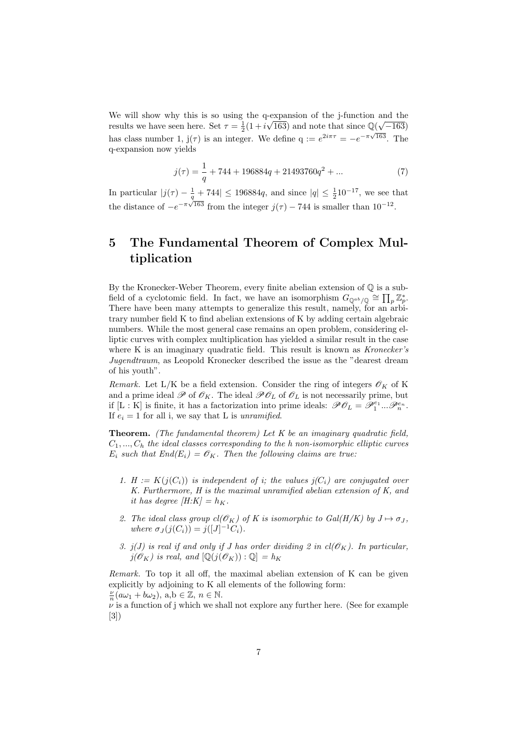We will show why this is so using the q-expansion of the j-function and the results we have seen here. Set $\tau = \frac{1}{2}(1+i\sqrt{163})$ and note that since $\mathbb{Q}(\sqrt{-163})$ has class number 1, j($\tau$) is an integer. We define q $:= e^{2i\pi\tau} = -e^{-\pi\sqrt{163}}$. The q-expansion now yields

$$j(\tau) = \frac{1}{q} + 744 + 196884q + 21493760q^2 + ... \tag{7}$$

In particular $|j(\tau) - \frac{1}{q} + 744| \leq 196884q$, and since $|q| \leq \frac{1}{2}10^{-17}$, we see that the distance of $-e^{-\pi\sqrt{163}}$ from the integer $j(\tau) - 744$ is smaller than $10^{-12}$.

## 5 The Fundamental Theorem of Complex Multiplication

By the Kronecker-Weber Theorem, every finite abelian extension of $\mathbb{Q}$ is a subfield of a cyclotomic field. In fact, we have an isomorphism $G_{\mathbb{Q}^{ab}/\mathbb{Q}} \cong \prod_p \mathbb{Z}_p^*$. There have been many attempts to generalize this result, namely, for an arbitrary number field K to find abelian extensions of K by adding certain algebraic numbers. While the most general case remains an open problem, considering elliptic curves with complex multiplication has yielded a similar result in the case where K is an imaginary quadratic field. This result is known as *Kronecker's Jugendtraum*, as Leopold Kronecker described the issue as the "dearest dream of his youth".

*Remark.* Let L/K be a field extension. Consider the ring of integers $\mathscr{O}_K$ of K and a prime ideal $\mathscr{P}$ of $\mathscr{O}_K$. The ideal $\mathscr{P}\mathscr{O}_L$ of $\mathscr{O}_L$ is not necessarily prime, but if [L : K] is finite, it has a factorization into prime ideals: $\mathscr{P}\mathscr{O}_L = \mathscr{P}_1^{e_1}...\mathscr{P}_n^{e_n}$. If $e_i = 1$ for all i, we say that L is *unramified*.

**Theorem.** *(The fundamental theorem) Let K be an imaginary quadratic field, $C_1, ..., C_h$ the ideal classes corresponding to the h non-isomorphic elliptic curves $E_i$ such that End($E_i$) = $\mathscr{O}_K$. Then the following claims are true:*

1. *$H := K(j(C_i))$ is independent of i; the values $j(C_i)$ are conjugated over K. Furthermore, H is the maximal unramified abelian extension of K, and it has degree [H:K] = $h_K$.*
2. *The ideal class group $cl(\mathscr{O}_K)$ of K is isomorphic to Gal(H/K) by $J \mapsto \sigma_J$, where $\sigma_J(j(C_i)) = j([J]^{-1}C_i)$.*
3. *j(J) is real if and only if J has order dividing 2 in $cl(\mathscr{O}_K)$. In particular, $j(\mathscr{O}_K)$ is real, and $[\mathbb{Q}(j(\mathscr{O}_K)) : \mathbb{Q}] = h_K$*

*Remark.* To top it all off, the maximal abelian extension of K can be given explicitly by adjoining to K all elements of the following form:
$\frac{\nu}{n}(a\omega_1 + b\omega_2)$, a,b $\in \mathbb{Z}$, $n \in \mathbb{N}$.
$\nu$ is a function of j which we shall not explore any further here. (See for example [3])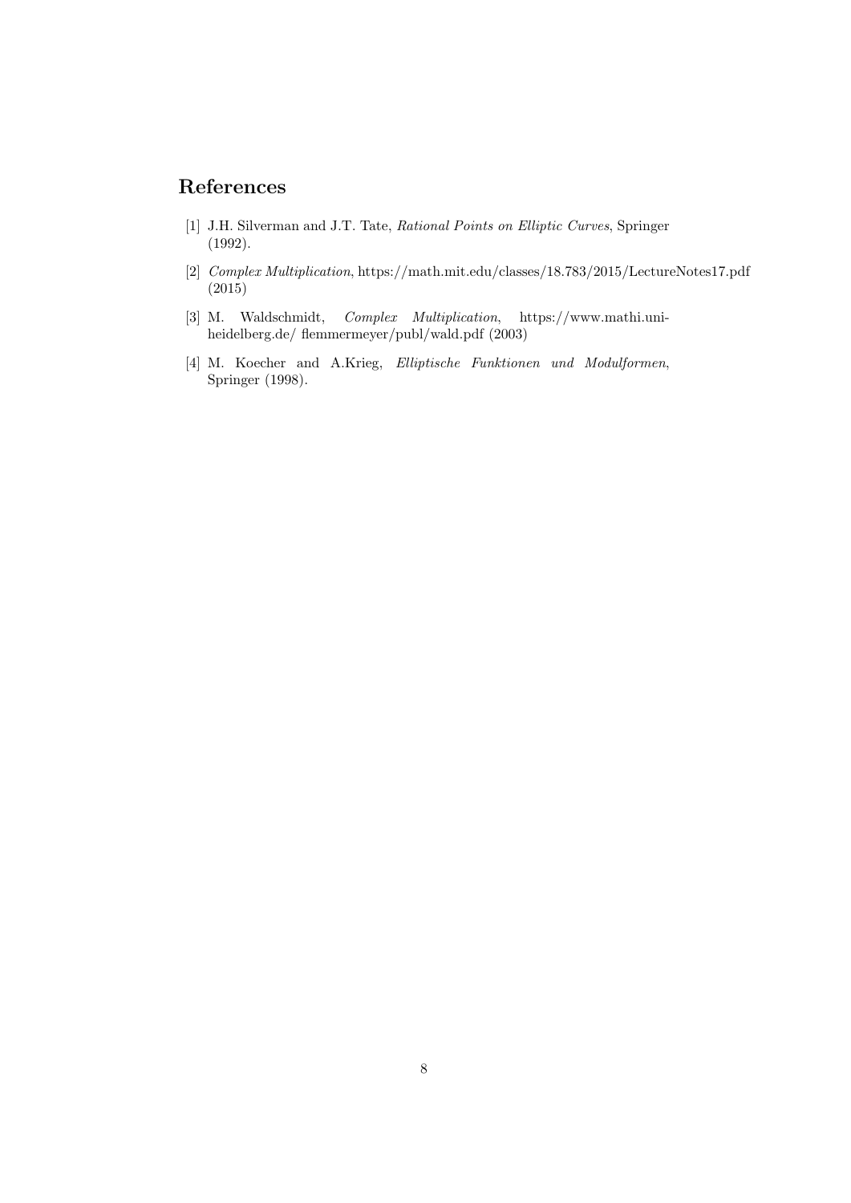## References

[1] J.H. Silverman and J.T. Tate, *Rational Points on Elliptic Curves*, Springer (1992).

[2] *Complex Multiplication*, https://math.mit.edu/classes/18.783/2015/LectureNotes17.pdf (2015)

[3] M. Waldschmidt, *Complex Multiplication*, https://www.mathi.uni-heidelberg.de/ flemmermeyer/publ/wald.pdf (2003)

[4] M. Koecher and A.Krieg, *Elliptische Funktionen und Modulformen*, Springer (1998).